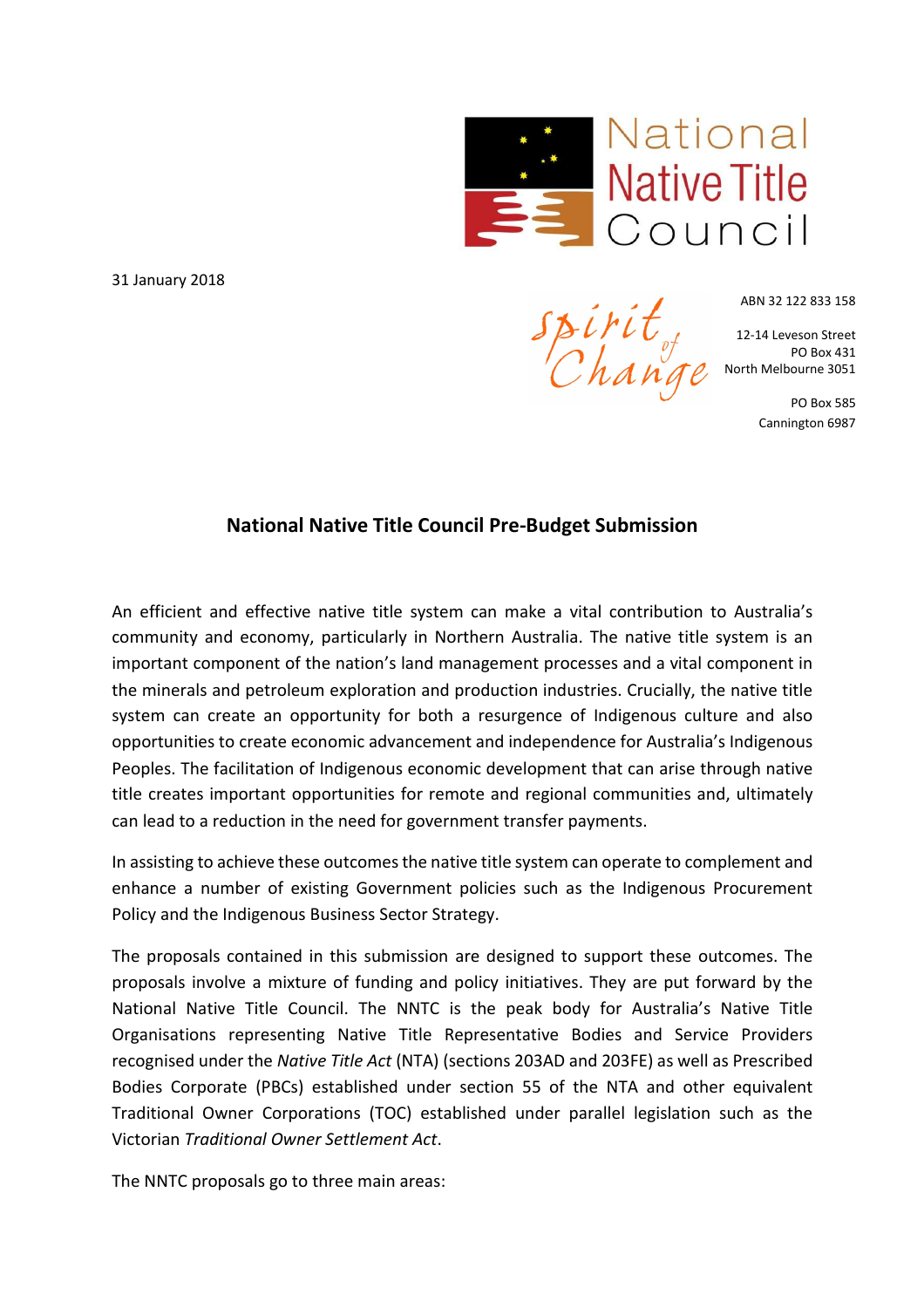National Native Title Council

31 January 2018

*Spirit of Change*

ABN 32 122 833 158

12-14 Leveson Street
PO Box 431
North Melbourne 3051

PO Box 585
Cannington 6987

## National Native Title Council Pre-Budget Submission

An efficient and effective native title system can make a vital contribution to Australia's community and economy, particularly in Northern Australia. The native title system is an important component of the nation's land management processes and a vital component in the minerals and petroleum exploration and production industries. Crucially, the native title system can create an opportunity for both a resurgence of Indigenous culture and also opportunities to create economic advancement and independence for Australia's Indigenous Peoples. The facilitation of Indigenous economic development that can arise through native title creates important opportunities for remote and regional communities and, ultimately can lead to a reduction in the need for government transfer payments.

In assisting to achieve these outcomes the native title system can operate to complement and enhance a number of existing Government policies such as the Indigenous Procurement Policy and the Indigenous Business Sector Strategy.

The proposals contained in this submission are designed to support these outcomes. The proposals involve a mixture of funding and policy initiatives. They are put forward by the National Native Title Council. The NNTC is the peak body for Australia's Native Title Organisations representing Native Title Representative Bodies and Service Providers recognised under the *Native Title Act* (NTA) (sections 203AD and 203FE) as well as Prescribed Bodies Corporate (PBCs) established under section 55 of the NTA and other equivalent Traditional Owner Corporations (TOC) established under parallel legislation such as the Victorian *Traditional Owner Settlement Act*.

The NNTC proposals go to three main areas: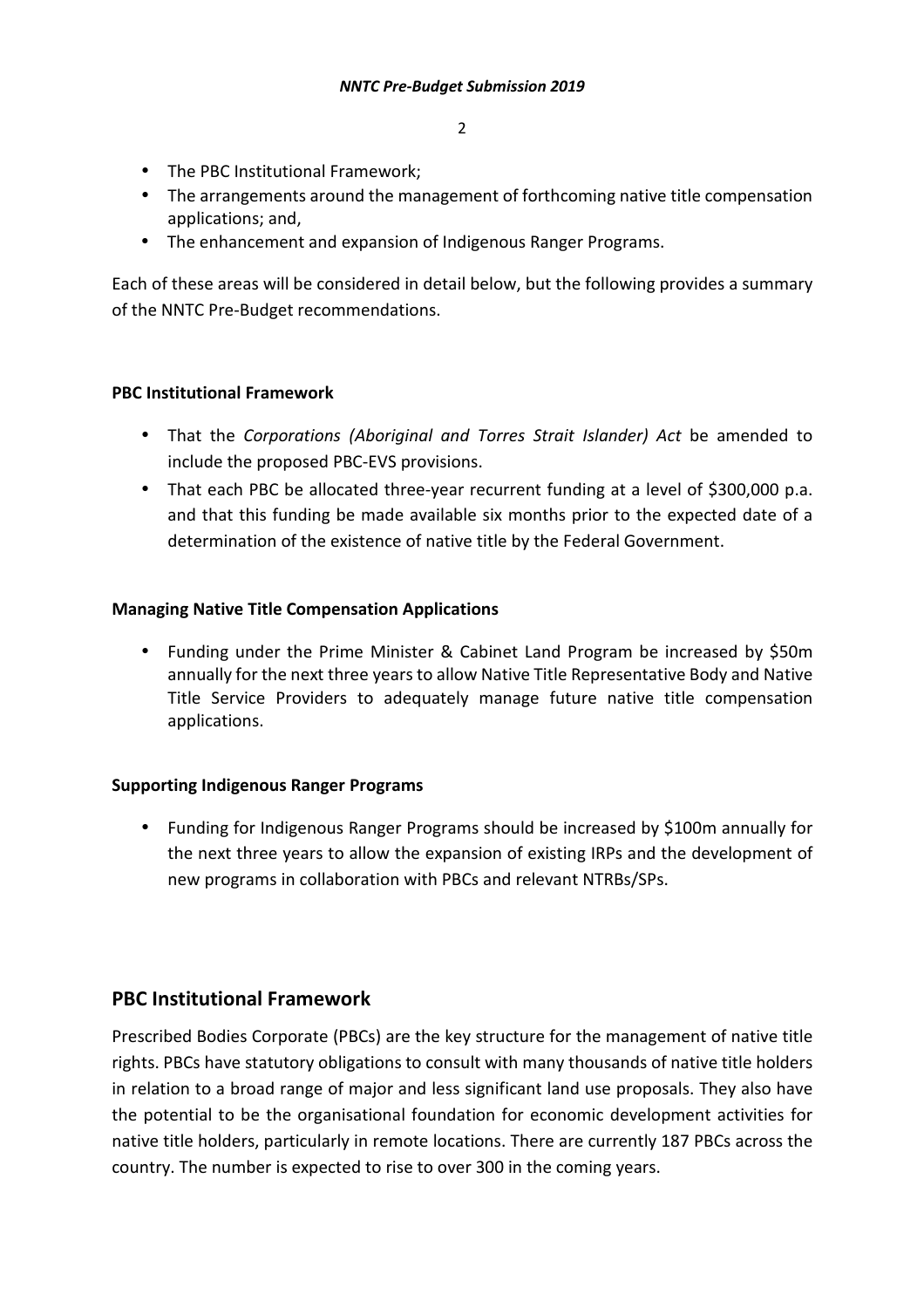- The PBC Institutional Framework;
- The arrangements around the management of forthcoming native title compensation applications; and,
- The enhancement and expansion of Indigenous Ranger Programs.

Each of these areas will be considered in detail below, but the following provides a summary of the NNTC Pre-Budget recommendations.

**PBC Institutional Framework**

- That the *Corporations (Aboriginal and Torres Strait Islander) Act* be amended to include the proposed PBC-EVS provisions.
- That each PBC be allocated three-year recurrent funding at a level of $300,000 p.a. and that this funding be made available six months prior to the expected date of a determination of the existence of native title by the Federal Government.

**Managing Native Title Compensation Applications**

- Funding under the Prime Minister & Cabinet Land Program be increased by $50m annually for the next three years to allow Native Title Representative Body and Native Title Service Providers to adequately manage future native title compensation applications.

**Supporting Indigenous Ranger Programs**

- Funding for Indigenous Ranger Programs should be increased by $100m annually for the next three years to allow the expansion of existing IRPs and the development of new programs in collaboration with PBCs and relevant NTRBs/SPs.

## PBC Institutional Framework

Prescribed Bodies Corporate (PBCs) are the key structure for the management of native title rights. PBCs have statutory obligations to consult with many thousands of native title holders in relation to a broad range of major and less significant land use proposals. They also have the potential to be the organisational foundation for economic development activities for native title holders, particularly in remote locations. There are currently 187 PBCs across the country. The number is expected to rise to over 300 in the coming years.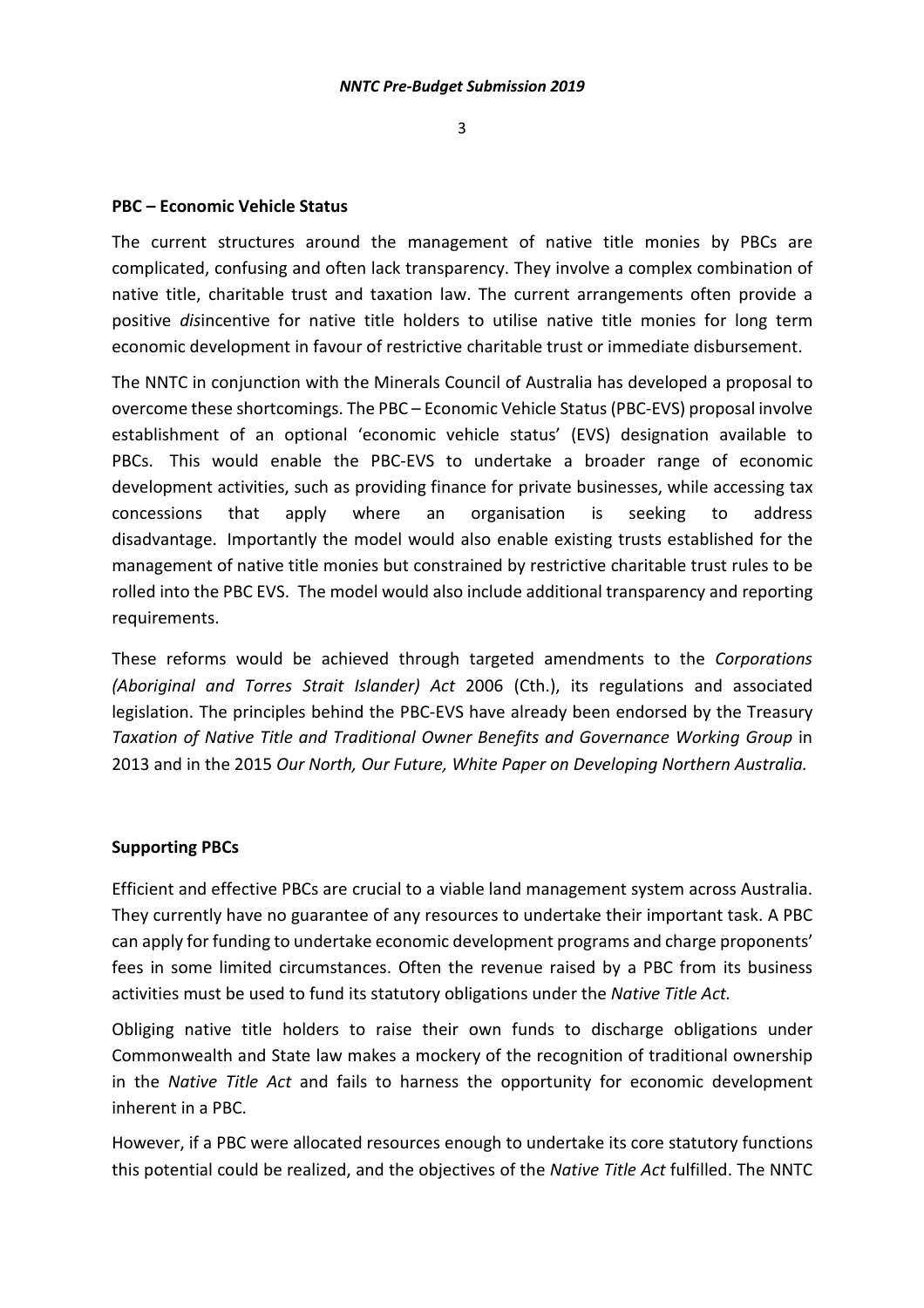## PBC – Economic Vehicle Status

The current structures around the management of native title monies by PBCs are complicated, confusing and often lack transparency. They involve a complex combination of native title, charitable trust and taxation law. The current arrangements often provide a positive *dis*incentive for native title holders to utilise native title monies for long term economic development in favour of restrictive charitable trust or immediate disbursement.

The NNTC in conjunction with the Minerals Council of Australia has developed a proposal to overcome these shortcomings. The PBC – Economic Vehicle Status (PBC-EVS) proposal involve establishment of an optional 'economic vehicle status' (EVS) designation available to PBCs. This would enable the PBC-EVS to undertake a broader range of economic development activities, such as providing finance for private businesses, while accessing tax concessions that apply where an organisation is seeking to address disadvantage. Importantly the model would also enable existing trusts established for the management of native title monies but constrained by restrictive charitable trust rules to be rolled into the PBC EVS. The model would also include additional transparency and reporting requirements.

These reforms would be achieved through targeted amendments to the *Corporations (Aboriginal and Torres Strait Islander) Act* 2006 (Cth.), its regulations and associated legislation. The principles behind the PBC-EVS have already been endorsed by the Treasury *Taxation of Native Title and Traditional Owner Benefits and Governance Working Group* in 2013 and in the 2015 *Our North, Our Future, White Paper on Developing Northern Australia.*

## Supporting PBCs

Efficient and effective PBCs are crucial to a viable land management system across Australia. They currently have no guarantee of any resources to undertake their important task. A PBC can apply for funding to undertake economic development programs and charge proponents' fees in some limited circumstances. Often the revenue raised by a PBC from its business activities must be used to fund its statutory obligations under the *Native Title Act.*

Obliging native title holders to raise their own funds to discharge obligations under Commonwealth and State law makes a mockery of the recognition of traditional ownership in the *Native Title Act* and fails to harness the opportunity for economic development inherent in a PBC.

However, if a PBC were allocated resources enough to undertake its core statutory functions this potential could be realized, and the objectives of the *Native Title Act* fulfilled. The NNTC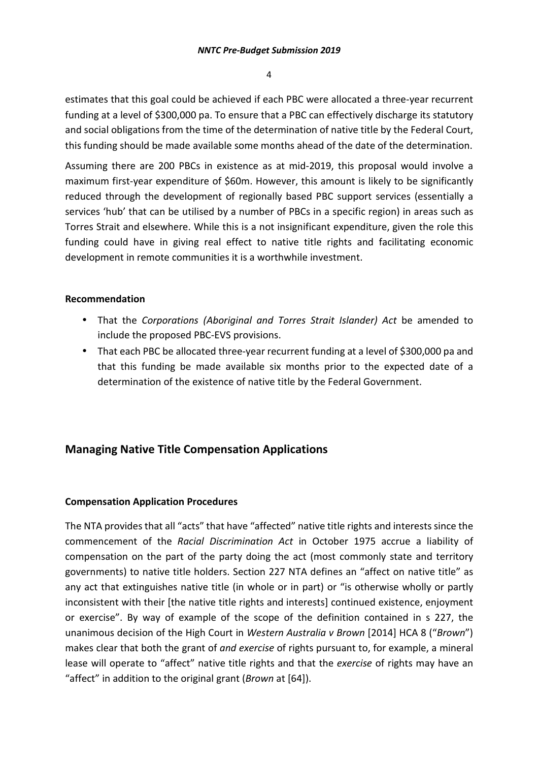estimates that this goal could be achieved if each PBC were allocated a three-year recurrent funding at a level of $300,000 pa. To ensure that a PBC can effectively discharge its statutory and social obligations from the time of the determination of native title by the Federal Court, this funding should be made available some months ahead of the date of the determination.

Assuming there are 200 PBCs in existence as at mid-2019, this proposal would involve a maximum first-year expenditure of $60m. However, this amount is likely to be significantly reduced through the development of regionally based PBC support services (essentially a services 'hub' that can be utilised by a number of PBCs in a specific region) in areas such as Torres Strait and elsewhere. While this is a not insignificant expenditure, given the role this funding could have in giving real effect to native title rights and facilitating economic development in remote communities it is a worthwhile investment.

**Recommendation**

- That the *Corporations (Aboriginal and Torres Strait Islander) Act* be amended to include the proposed PBC-EVS provisions.
- That each PBC be allocated three-year recurrent funding at a level of $300,000 pa and that this funding be made available six months prior to the expected date of a determination of the existence of native title by the Federal Government.

## Managing Native Title Compensation Applications

**Compensation Application Procedures**

The NTA provides that all "acts" that have "affected" native title rights and interests since the commencement of the *Racial Discrimination Act* in October 1975 accrue a liability of compensation on the part of the party doing the act (most commonly state and territory governments) to native title holders. Section 227 NTA defines an "affect on native title" as any act that extinguishes native title (in whole or in part) or "is otherwise wholly or partly inconsistent with their [the native title rights and interests] continued existence, enjoyment or exercise". By way of example of the scope of the definition contained in s 227, the unanimous decision of the High Court in *Western Australia v Brown* [2014] HCA 8 ("*Brown*") makes clear that both the grant of *and exercise* of rights pursuant to, for example, a mineral lease will operate to "affect" native title rights and that the *exercise* of rights may have an "affect" in addition to the original grant (*Brown* at [64]).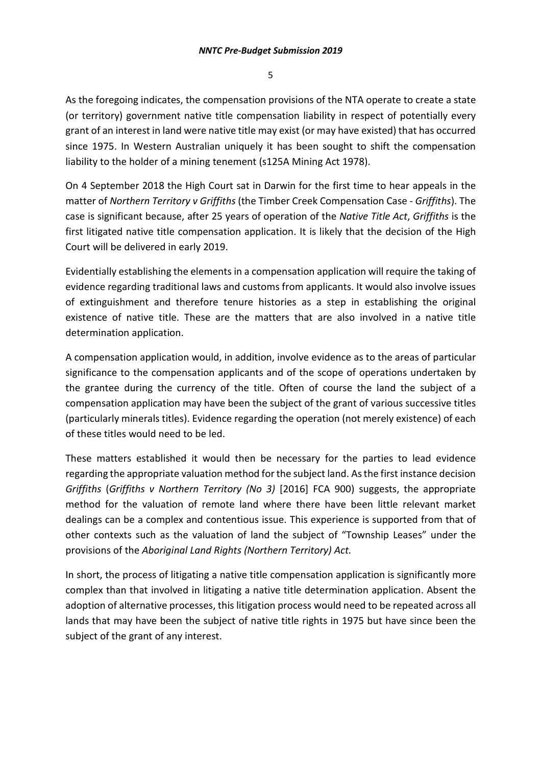As the foregoing indicates, the compensation provisions of the NTA operate to create a state (or territory) government native title compensation liability in respect of potentially every grant of an interest in land were native title may exist (or may have existed) that has occurred since 1975. In Western Australian uniquely it has been sought to shift the compensation liability to the holder of a mining tenement (s125A Mining Act 1978).

On 4 September 2018 the High Court sat in Darwin for the first time to hear appeals in the matter of *Northern Territory v Griffiths* (the Timber Creek Compensation Case - *Griffiths*). The case is significant because, after 25 years of operation of the *Native Title Act*, *Griffiths* is the first litigated native title compensation application. It is likely that the decision of the High Court will be delivered in early 2019.

Evidentially establishing the elements in a compensation application will require the taking of evidence regarding traditional laws and customs from applicants. It would also involve issues of extinguishment and therefore tenure histories as a step in establishing the original existence of native title. These are the matters that are also involved in a native title determination application.

A compensation application would, in addition, involve evidence as to the areas of particular significance to the compensation applicants and of the scope of operations undertaken by the grantee during the currency of the title. Often of course the land the subject of a compensation application may have been the subject of the grant of various successive titles (particularly minerals titles). Evidence regarding the operation (not merely existence) of each of these titles would need to be led.

These matters established it would then be necessary for the parties to lead evidence regarding the appropriate valuation method for the subject land. As the first instance decision *Griffiths* (*Griffiths v Northern Territory (No 3)* [2016] FCA 900) suggests, the appropriate method for the valuation of remote land where there have been little relevant market dealings can be a complex and contentious issue. This experience is supported from that of other contexts such as the valuation of land the subject of "Township Leases" under the provisions of the *Aboriginal Land Rights (Northern Territory) Act.*

In short, the process of litigating a native title compensation application is significantly more complex than that involved in litigating a native title determination application. Absent the adoption of alternative processes, this litigation process would need to be repeated across all lands that may have been the subject of native title rights in 1975 but have since been the subject of the grant of any interest.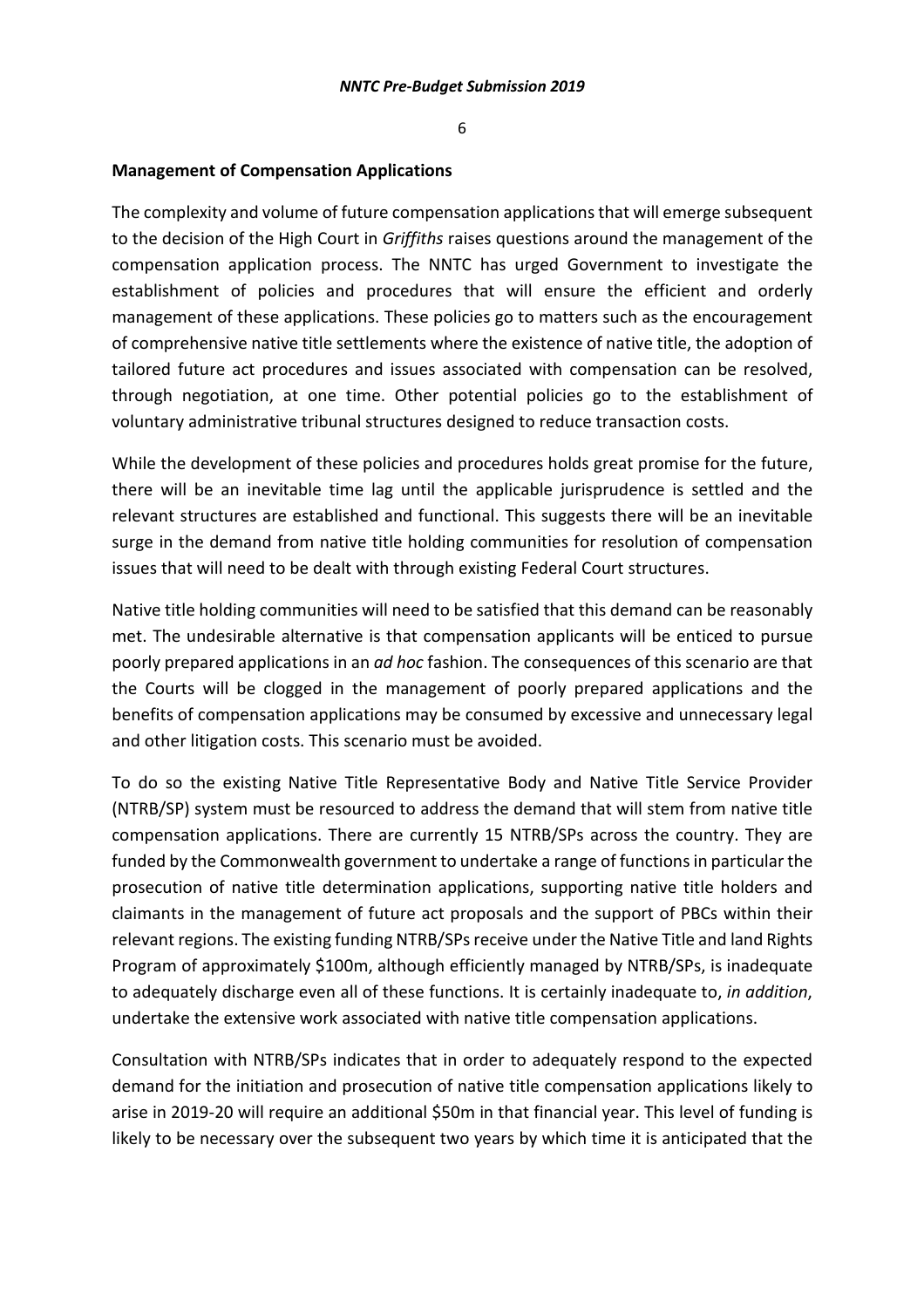**Management of Compensation Applications**

The complexity and volume of future compensation applications that will emerge subsequent to the decision of the High Court in *Griffiths* raises questions around the management of the compensation application process. The NNTC has urged Government to investigate the establishment of policies and procedures that will ensure the efficient and orderly management of these applications. These policies go to matters such as the encouragement of comprehensive native title settlements where the existence of native title, the adoption of tailored future act procedures and issues associated with compensation can be resolved, through negotiation, at one time. Other potential policies go to the establishment of voluntary administrative tribunal structures designed to reduce transaction costs.

While the development of these policies and procedures holds great promise for the future, there will be an inevitable time lag until the applicable jurisprudence is settled and the relevant structures are established and functional. This suggests there will be an inevitable surge in the demand from native title holding communities for resolution of compensation issues that will need to be dealt with through existing Federal Court structures.

Native title holding communities will need to be satisfied that this demand can be reasonably met. The undesirable alternative is that compensation applicants will be enticed to pursue poorly prepared applications in an *ad hoc* fashion. The consequences of this scenario are that the Courts will be clogged in the management of poorly prepared applications and the benefits of compensation applications may be consumed by excessive and unnecessary legal and other litigation costs. This scenario must be avoided.

To do so the existing Native Title Representative Body and Native Title Service Provider (NTRB/SP) system must be resourced to address the demand that will stem from native title compensation applications. There are currently 15 NTRB/SPs across the country. They are funded by the Commonwealth government to undertake a range of functions in particular the prosecution of native title determination applications, supporting native title holders and claimants in the management of future act proposals and the support of PBCs within their relevant regions. The existing funding NTRB/SPs receive under the Native Title and land Rights Program of approximately $100m, although efficiently managed by NTRB/SPs, is inadequate to adequately discharge even all of these functions. It is certainly inadequate to, *in addition*, undertake the extensive work associated with native title compensation applications.

Consultation with NTRB/SPs indicates that in order to adequately respond to the expected demand for the initiation and prosecution of native title compensation applications likely to arise in 2019-20 will require an additional $50m in that financial year. This level of funding is likely to be necessary over the subsequent two years by which time it is anticipated that the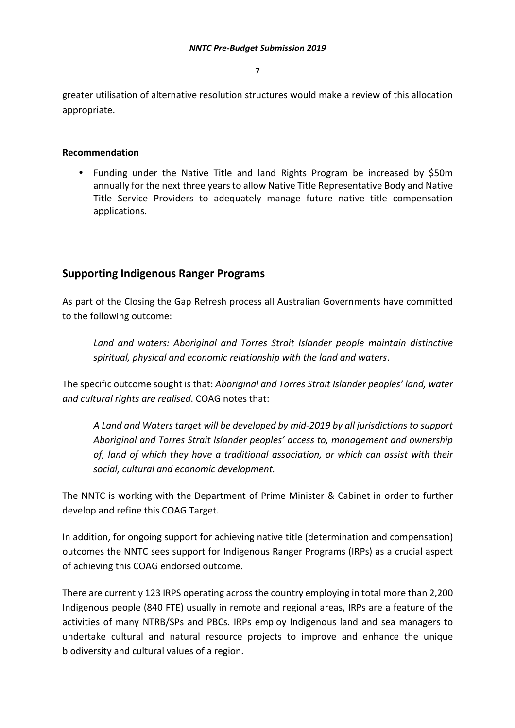greater utilisation of alternative resolution structures would make a review of this allocation appropriate.

**Recommendation**

- Funding under the Native Title and land Rights Program be increased by $50m annually for the next three years to allow Native Title Representative Body and Native Title Service Providers to adequately manage future native title compensation applications.

## Supporting Indigenous Ranger Programs

As part of the Closing the Gap Refresh process all Australian Governments have committed to the following outcome:

> *Land and waters: Aboriginal and Torres Strait Islander people maintain distinctive spiritual, physical and economic relationship with the land and waters*.

The specific outcome sought is that: *Aboriginal and Torres Strait Islander peoples' land, water and cultural rights are realised*. COAG notes that:

> *A Land and Waters target will be developed by mid-2019 by all jurisdictions to support Aboriginal and Torres Strait Islander peoples' access to, management and ownership of, land of which they have a traditional association, or which can assist with their social, cultural and economic development.*

The NNTC is working with the Department of Prime Minister & Cabinet in order to further develop and refine this COAG Target.

In addition, for ongoing support for achieving native title (determination and compensation) outcomes the NNTC sees support for Indigenous Ranger Programs (IRPs) as a crucial aspect of achieving this COAG endorsed outcome.

There are currently 123 IRPS operating across the country employing in total more than 2,200 Indigenous people (840 FTE) usually in remote and regional areas, IRPs are a feature of the activities of many NTRB/SPs and PBCs. IRPs employ Indigenous land and sea managers to undertake cultural and natural resource projects to improve and enhance the unique biodiversity and cultural values of a region.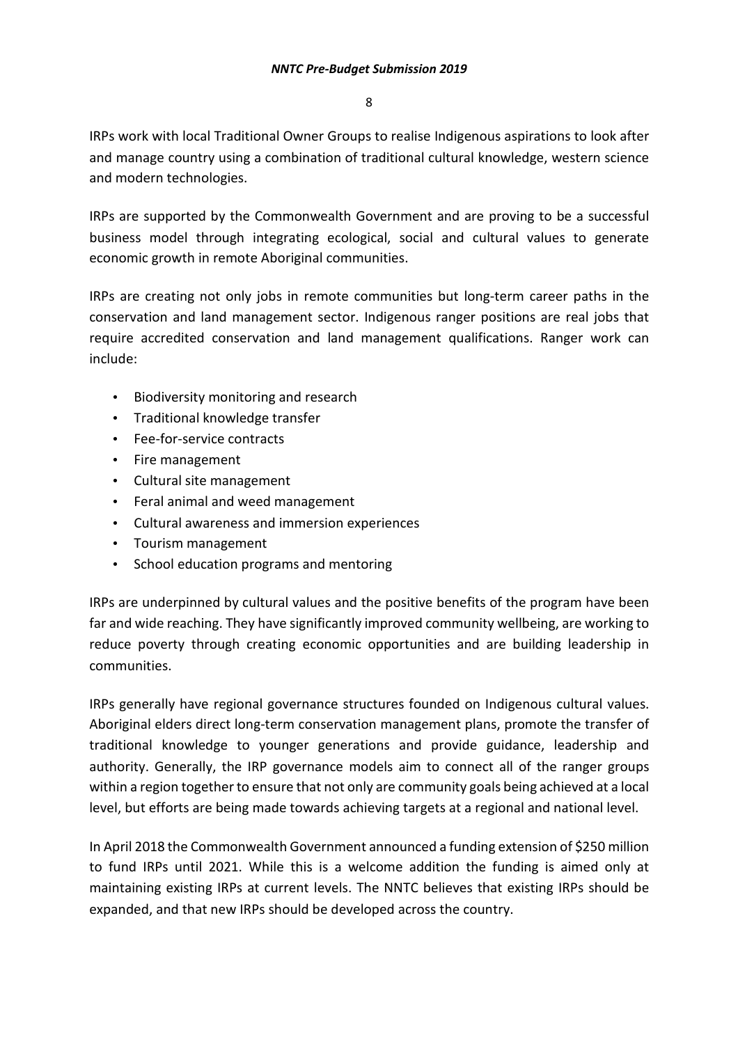IRPs work with local Traditional Owner Groups to realise Indigenous aspirations to look after and manage country using a combination of traditional cultural knowledge, western science and modern technologies.

IRPs are supported by the Commonwealth Government and are proving to be a successful business model through integrating ecological, social and cultural values to generate economic growth in remote Aboriginal communities.

IRPs are creating not only jobs in remote communities but long-term career paths in the conservation and land management sector. Indigenous ranger positions are real jobs that require accredited conservation and land management qualifications. Ranger work can include:

- Biodiversity monitoring and research
- Traditional knowledge transfer
- Fee-for-service contracts
- Fire management
- Cultural site management
- Feral animal and weed management
- Cultural awareness and immersion experiences
- Tourism management
- School education programs and mentoring

IRPs are underpinned by cultural values and the positive benefits of the program have been far and wide reaching. They have significantly improved community wellbeing, are working to reduce poverty through creating economic opportunities and are building leadership in communities.

IRPs generally have regional governance structures founded on Indigenous cultural values. Aboriginal elders direct long-term conservation management plans, promote the transfer of traditional knowledge to younger generations and provide guidance, leadership and authority. Generally, the IRP governance models aim to connect all of the ranger groups within a region together to ensure that not only are community goals being achieved at a local level, but efforts are being made towards achieving targets at a regional and national level.

In April 2018 the Commonwealth Government announced a funding extension of $250 million to fund IRPs until 2021. While this is a welcome addition the funding is aimed only at maintaining existing IRPs at current levels. The NNTC believes that existing IRPs should be expanded, and that new IRPs should be developed across the country.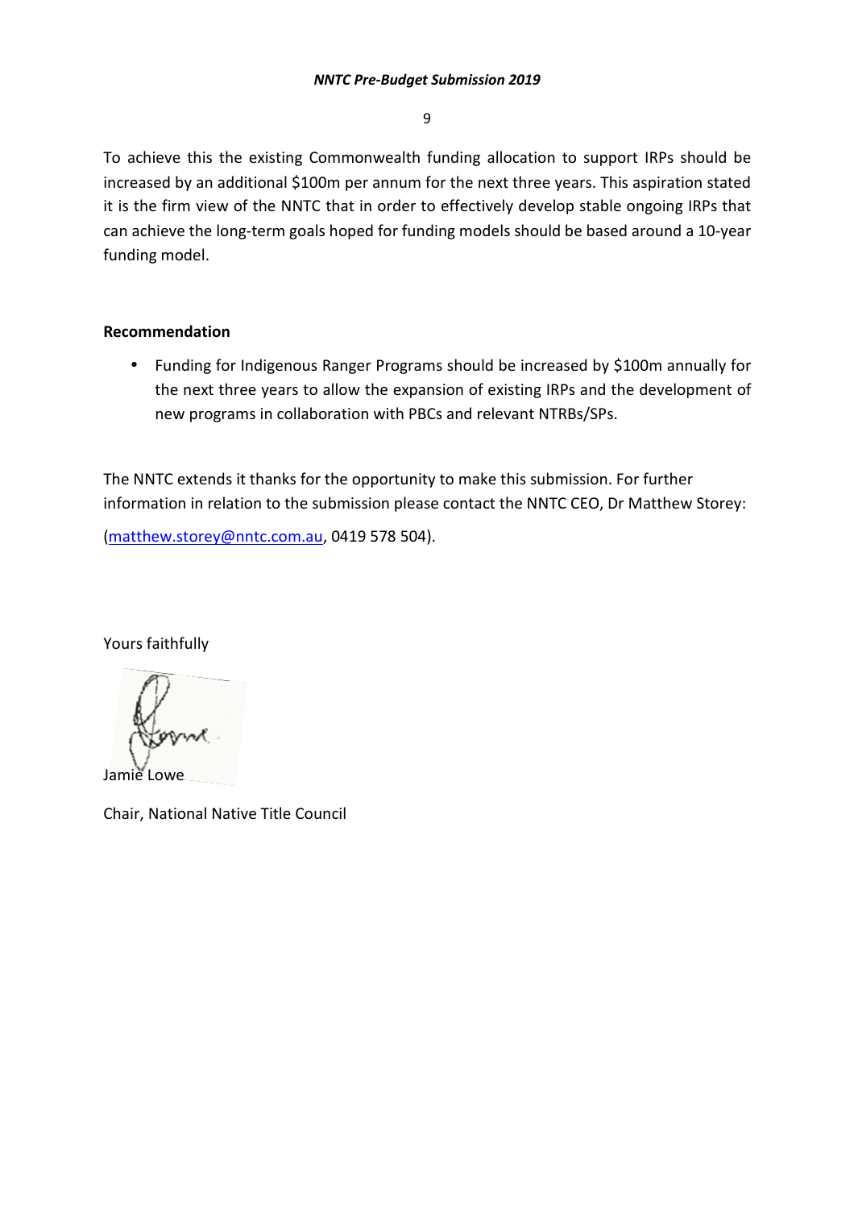To achieve this the existing Commonwealth funding allocation to support IRPs should be increased by an additional $100m per annum for the next three years. This aspiration stated it is the firm view of the NNTC that in order to effectively develop stable ongoing IRPs that can achieve the long-term goals hoped for funding models should be based around a 10-year funding model.

**Recommendation**

- Funding for Indigenous Ranger Programs should be increased by $100m annually for the next three years to allow the expansion of existing IRPs and the development of new programs in collaboration with PBCs and relevant NTRBs/SPs.

The NNTC extends it thanks for the opportunity to make this submission. For further information in relation to the submission please contact the NNTC CEO, Dr Matthew Storey:

(matthew.storey@nntc.com.au, 0419 578 504).

Yours faithfully

Jamie Lowe

Chair, National Native Title Council